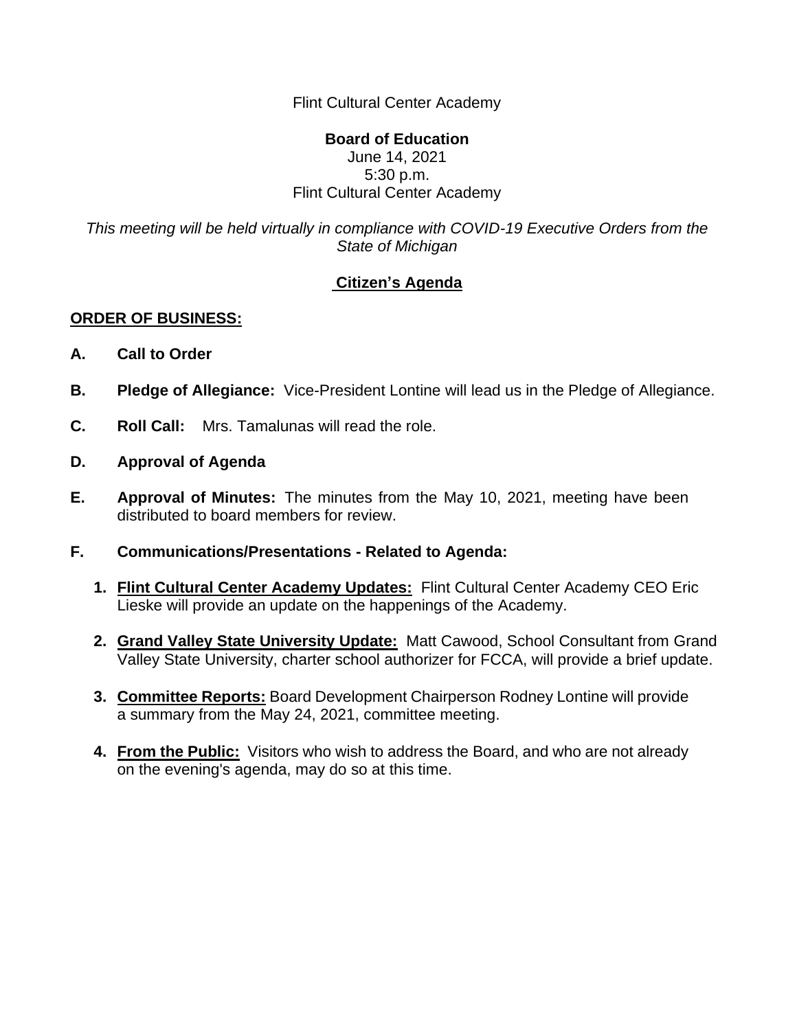Flint Cultural Center Academy

**Board of Education**
June 14, 2021
5:30 p.m.
Flint Cultural Center Academy

*This meeting will be held virtually in compliance with COVID-19 Executive Orders from the State of Michigan*

**Citizen's Agenda**

**ORDER OF BUSINESS:**

**A. Call to Order**

**B. Pledge of Allegiance:** Vice-President Lontine will lead us in the Pledge of Allegiance.

**C. Roll Call:** Mrs. Tamalunas will read the role.

**D. Approval of Agenda**

**E. Approval of Minutes:** The minutes from the May 10, 2021, meeting have been distributed to board members for review.

**F. Communications/Presentations - Related to Agenda:**

1. **Flint Cultural Center Academy Updates:** Flint Cultural Center Academy CEO Eric Lieske will provide an update on the happenings of the Academy.

2. **Grand Valley State University Update:** Matt Cawood, School Consultant from Grand Valley State University, charter school authorizer for FCCA, will provide a brief update.

3. **Committee Reports:** Board Development Chairperson Rodney Lontine will provide a summary from the May 24, 2021, committee meeting.

4. **From the Public:** Visitors who wish to address the Board, and who are not already on the evening's agenda, may do so at this time.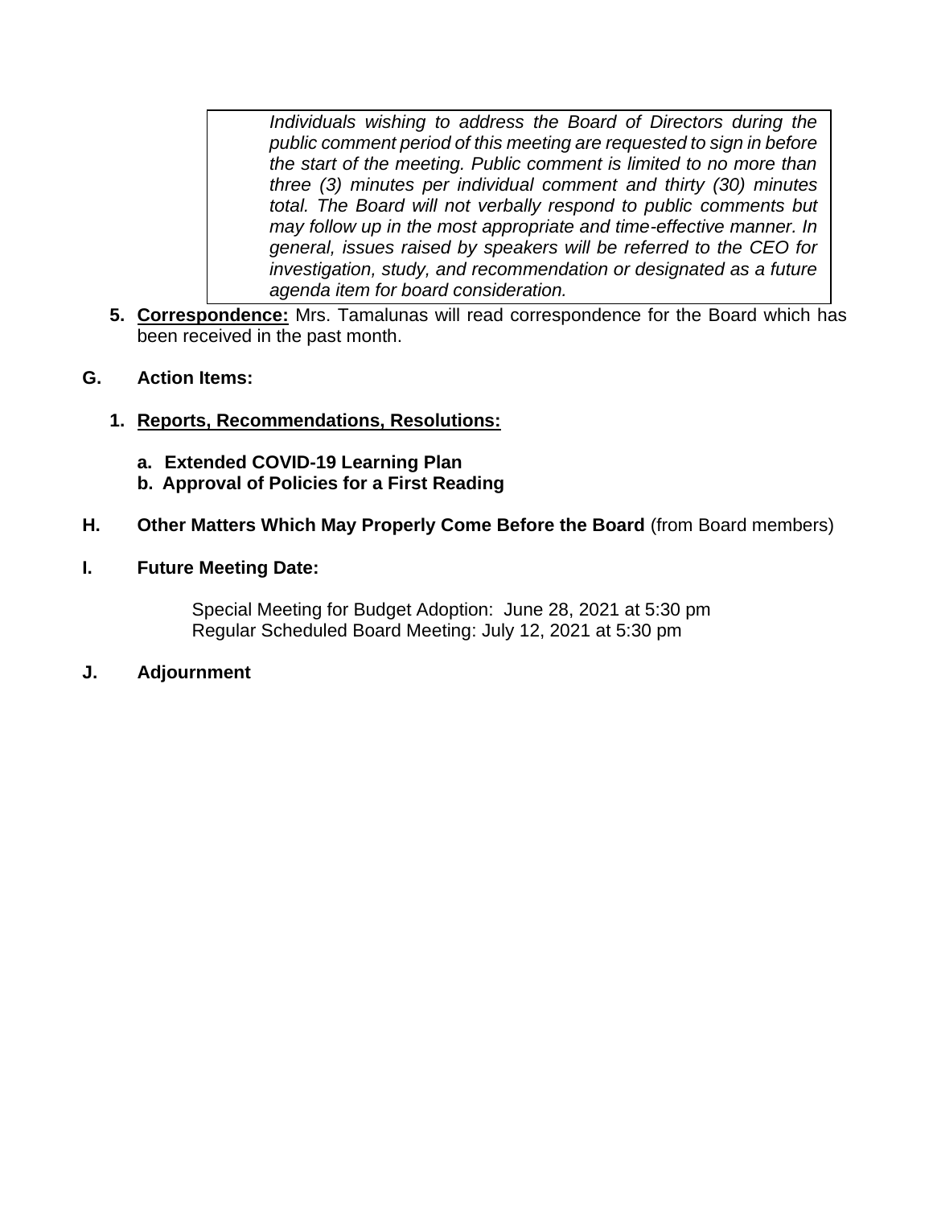> *Individuals wishing to address the Board of Directors during the public comment period of this meeting are requested to sign in before the start of the meeting. Public comment is limited to no more than three (3) minutes per individual comment and thirty (30) minutes total. The Board will not verbally respond to public comments but may follow up in the most appropriate and time-effective manner. In general, issues raised by speakers will be referred to the CEO for investigation, study, and recommendation or designated as a future agenda item for board consideration.*

5. **Correspondence:** Mrs. Tamalunas will read correspondence for the Board which has been received in the past month.

**G. Action Items:**

1. **Reports, Recommendations, Resolutions:**

   **a. Extended COVID-19 Learning Plan**
   **b. Approval of Policies for a First Reading**

**H. Other Matters Which May Properly Come Before the Board** (from Board members)

**I. Future Meeting Date:**

Special Meeting for Budget Adoption: June 28, 2021 at 5:30 pm
Regular Scheduled Board Meeting: July 12, 2021 at 5:30 pm

**J. Adjournment**